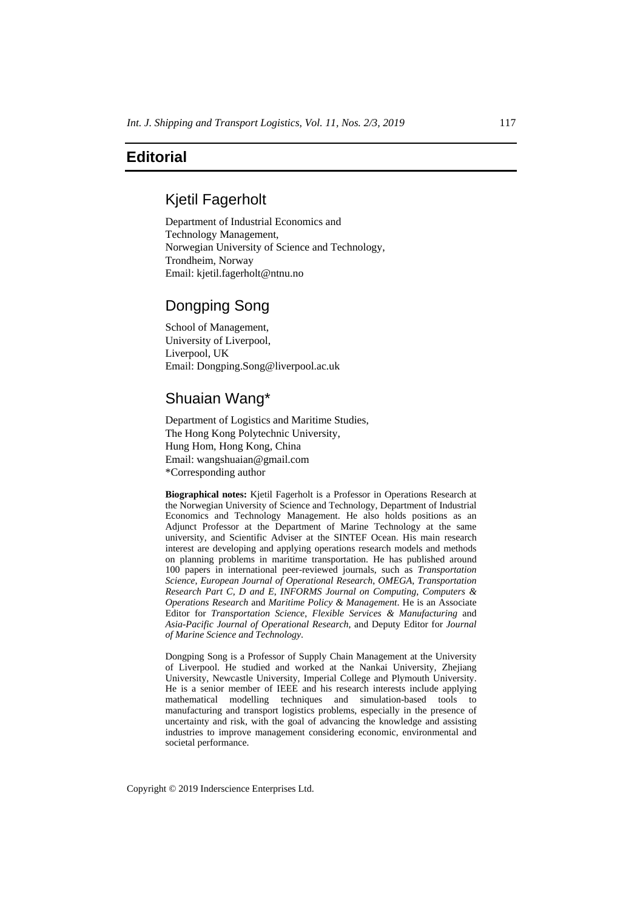# Editorial

## Kjetil Fagerholt

Department of Industrial Economics and
Technology Management,
Norwegian University of Science and Technology,
Trondheim, Norway
Email: kjetil.fagerholt@ntnu.no

## Dongping Song

School of Management,
University of Liverpool,
Liverpool, UK
Email: Dongping.Song@liverpool.ac.uk

## Shuaian Wang*

Department of Logistics and Maritime Studies,
The Hong Kong Polytechnic University,
Hung Hom, Hong Kong, China
Email: wangshuaian@gmail.com
*Corresponding author

**Biographical notes:** Kjetil Fagerholt is a Professor in Operations Research at the Norwegian University of Science and Technology, Department of Industrial Economics and Technology Management. He also holds positions as an Adjunct Professor at the Department of Marine Technology at the same university, and Scientific Adviser at the SINTEF Ocean. His main research interest are developing and applying operations research models and methods on planning problems in maritime transportation. He has published around 100 papers in international peer-reviewed journals, such as *Transportation Science*, *European Journal of Operational Research*, *OMEGA*, *Transportation Research Part C, D and E*, *INFORMS Journal on Computing*, *Computers & Operations Research* and *Maritime Policy & Management*. He is an Associate Editor for *Transportation Science*, *Flexible Services & Manufacturing* and *Asia-Pacific Journal of Operational Research*, and Deputy Editor for *Journal of Marine Science and Technology*.

Dongping Song is a Professor of Supply Chain Management at the University of Liverpool. He studied and worked at the Nankai University, Zhejiang University, Newcastle University, Imperial College and Plymouth University. He is a senior member of IEEE and his research interests include applying mathematical modelling techniques and simulation-based tools to manufacturing and transport logistics problems, especially in the presence of uncertainty and risk, with the goal of advancing the knowledge and assisting industries to improve management considering economic, environmental and societal performance.

Copyright © 2019 Inderscience Enterprises Ltd.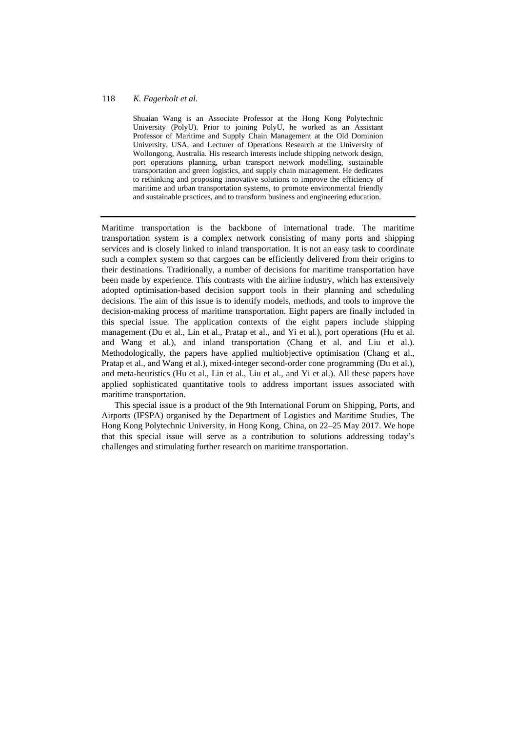Shuaian Wang is an Associate Professor at the Hong Kong Polytechnic University (PolyU). Prior to joining PolyU, he worked as an Assistant Professor of Maritime and Supply Chain Management at the Old Dominion University, USA, and Lecturer of Operations Research at the University of Wollongong, Australia. His research interests include shipping network design, port operations planning, urban transport network modelling, sustainable transportation and green logistics, and supply chain management. He dedicates to rethinking and proposing innovative solutions to improve the efficiency of maritime and urban transportation systems, to promote environmental friendly and sustainable practices, and to transform business and engineering education.

---

Maritime transportation is the backbone of international trade. The maritime transportation system is a complex network consisting of many ports and shipping services and is closely linked to inland transportation. It is not an easy task to coordinate such a complex system so that cargoes can be efficiently delivered from their origins to their destinations. Traditionally, a number of decisions for maritime transportation have been made by experience. This contrasts with the airline industry, which has extensively adopted optimisation-based decision support tools in their planning and scheduling decisions. The aim of this issue is to identify models, methods, and tools to improve the decision-making process of maritime transportation. Eight papers are finally included in this special issue. The application contexts of the eight papers include shipping management (Du et al., Lin et al., Pratap et al., and Yi et al.), port operations (Hu et al. and Wang et al.), and inland transportation (Chang et al. and Liu et al.). Methodologically, the papers have applied multiobjective optimisation (Chang et al., Pratap et al., and Wang et al.), mixed-integer second-order cone programming (Du et al.), and meta-heuristics (Hu et al., Lin et al., Liu et al., and Yi et al.). All these papers have applied sophisticated quantitative tools to address important issues associated with maritime transportation.

This special issue is a product of the 9th International Forum on Shipping, Ports, and Airports (IFSPA) organised by the Department of Logistics and Maritime Studies, The Hong Kong Polytechnic University, in Hong Kong, China, on 22–25 May 2017. We hope that this special issue will serve as a contribution to solutions addressing today's challenges and stimulating further research on maritime transportation.